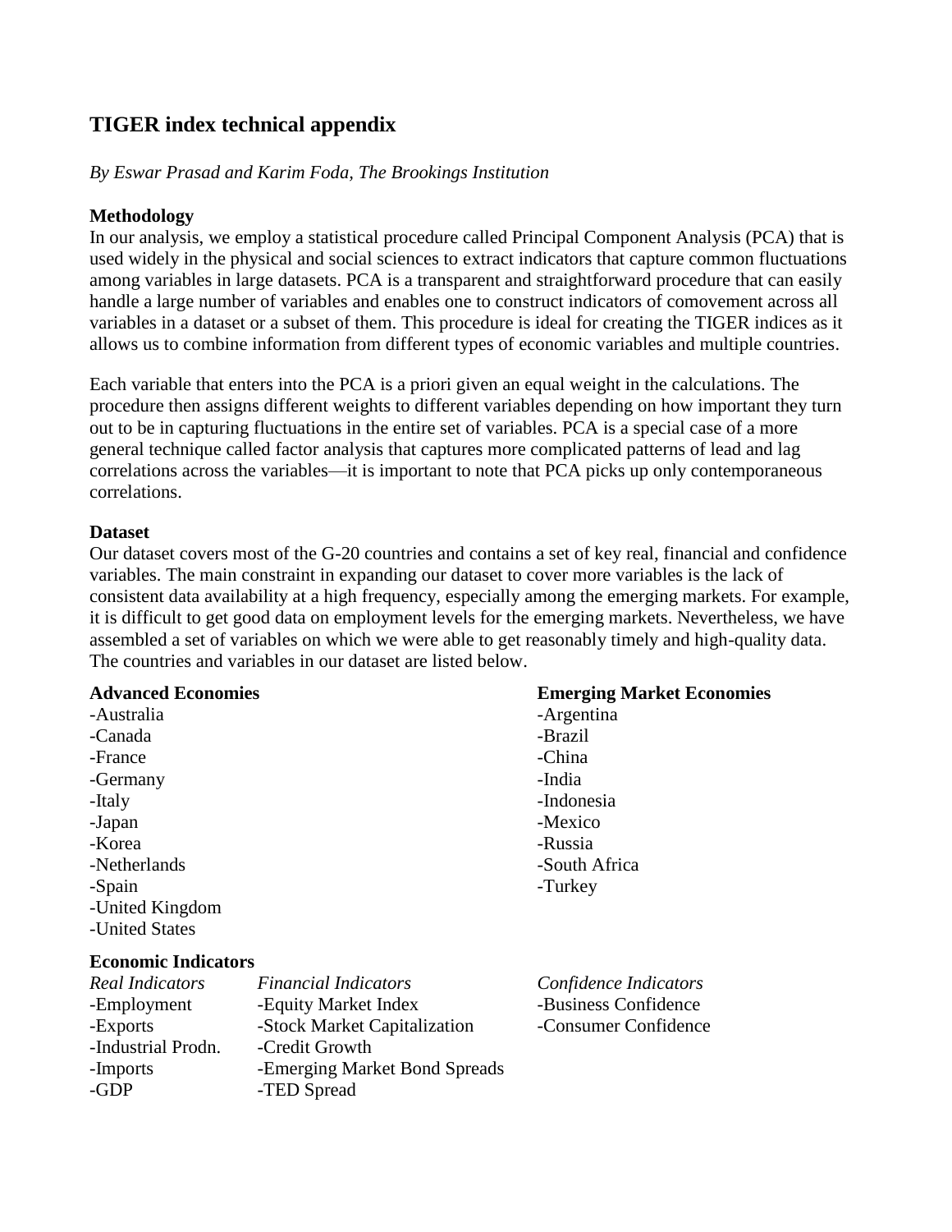# TIGER index technical appendix

*By Eswar Prasad and Karim Foda, The Brookings Institution*

**Methodology**

In our analysis, we employ a statistical procedure called Principal Component Analysis (PCA) that is used widely in the physical and social sciences to extract indicators that capture common fluctuations among variables in large datasets. PCA is a transparent and straightforward procedure that can easily handle a large number of variables and enables one to construct indicators of comovement across all variables in a dataset or a subset of them. This procedure is ideal for creating the TIGER indices as it allows us to combine information from different types of economic variables and multiple countries.

Each variable that enters into the PCA is a priori given an equal weight in the calculations. The procedure then assigns different weights to different variables depending on how important they turn out to be in capturing fluctuations in the entire set of variables. PCA is a special case of a more general technique called factor analysis that captures more complicated patterns of lead and lag correlations across the variables—it is important to note that PCA picks up only contemporaneous correlations.

**Dataset**

Our dataset covers most of the G-20 countries and contains a set of key real, financial and confidence variables. The main constraint in expanding our dataset to cover more variables is the lack of consistent data availability at a high frequency, especially among the emerging markets. For example, it is difficult to get good data on employment levels for the emerging markets. Nevertheless, we have assembled a set of variables on which we were able to get reasonably timely and high-quality data. The countries and variables in our dataset are listed below.

**Advanced Economies**

- -Australia
- -Canada
- -France
- -Germany
- -Italy
- -Japan
- -Korea
- -Netherlands
- -Spain
- -United Kingdom
- -United States

**Emerging Market Economies**

- -Argentina
- -Brazil
- -China
- -India
- -Indonesia
- -Mexico
- -Russia
- -South Africa
- -Turkey

**Economic Indicators**

| *Real Indicators* | *Financial Indicators* | *Confidence Indicators* |
|---|---|---|
| -Employment | -Equity Market Index | -Business Confidence |
| -Exports | -Stock Market Capitalization | -Consumer Confidence |
| -Industrial Prodn. | -Credit Growth | |
| -Imports | -Emerging Market Bond Spreads | |
| -GDP | -TED Spread | |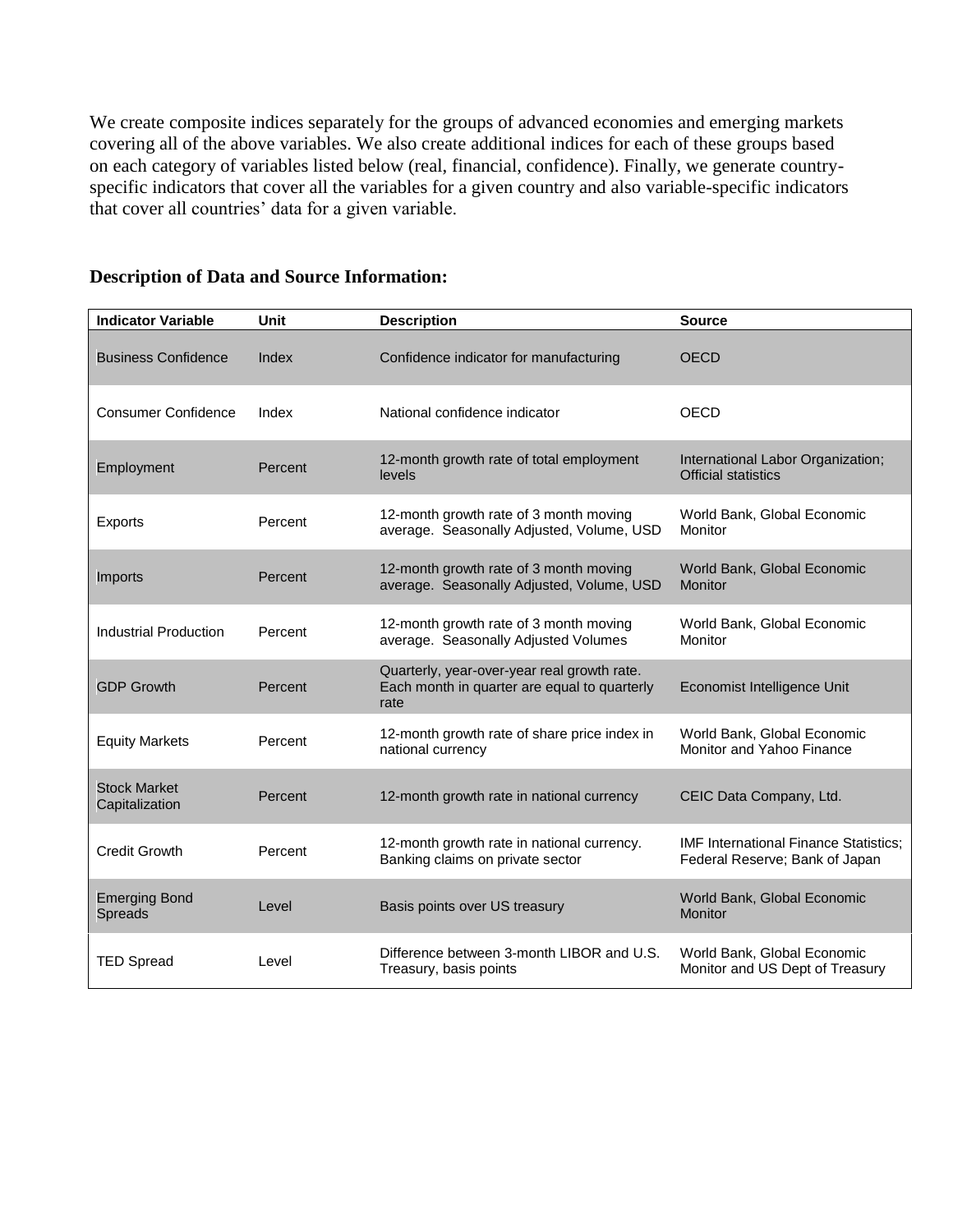We create composite indices separately for the groups of advanced economies and emerging markets covering all of the above variables. We also create additional indices for each of these groups based on each category of variables listed below (real, financial, confidence). Finally, we generate country-specific indicators that cover all the variables for a given country and also variable-specific indicators that cover all countries' data for a given variable.

### Description of Data and Source Information:

| Indicator Variable | Unit | Description | Source |
|---|---|---|---|
| Business Confidence | Index | Confidence indicator for manufacturing | OECD |
| Consumer Confidence | Index | National confidence indicator | OECD |
| Employment | Percent | 12-month growth rate of total employment levels | International Labor Organization; Official statistics |
| Exports | Percent | 12-month growth rate of 3 month moving average. Seasonally Adjusted, Volume, USD | World Bank, Global Economic Monitor |
| Imports | Percent | 12-month growth rate of 3 month moving average. Seasonally Adjusted, Volume, USD | World Bank, Global Economic Monitor |
| Industrial Production | Percent | 12-month growth rate of 3 month moving average. Seasonally Adjusted Volumes | World Bank, Global Economic Monitor |
| GDP Growth | Percent | Quarterly, year-over-year real growth rate. Each month in quarter are equal to quarterly rate | Economist Intelligence Unit |
| Equity Markets | Percent | 12-month growth rate of share price index in national currency | World Bank, Global Economic Monitor and Yahoo Finance |
| Stock Market Capitalization | Percent | 12-month growth rate in national currency | CEIC Data Company, Ltd. |
| Credit Growth | Percent | 12-month growth rate in national currency. Banking claims on private sector | IMF International Finance Statistics; Federal Reserve; Bank of Japan |
| Emerging Bond Spreads | Level | Basis points over US treasury | World Bank, Global Economic Monitor |
| TED Spread | Level | Difference between 3-month LIBOR and U.S. Treasury, basis points | World Bank, Global Economic Monitor and US Dept of Treasury |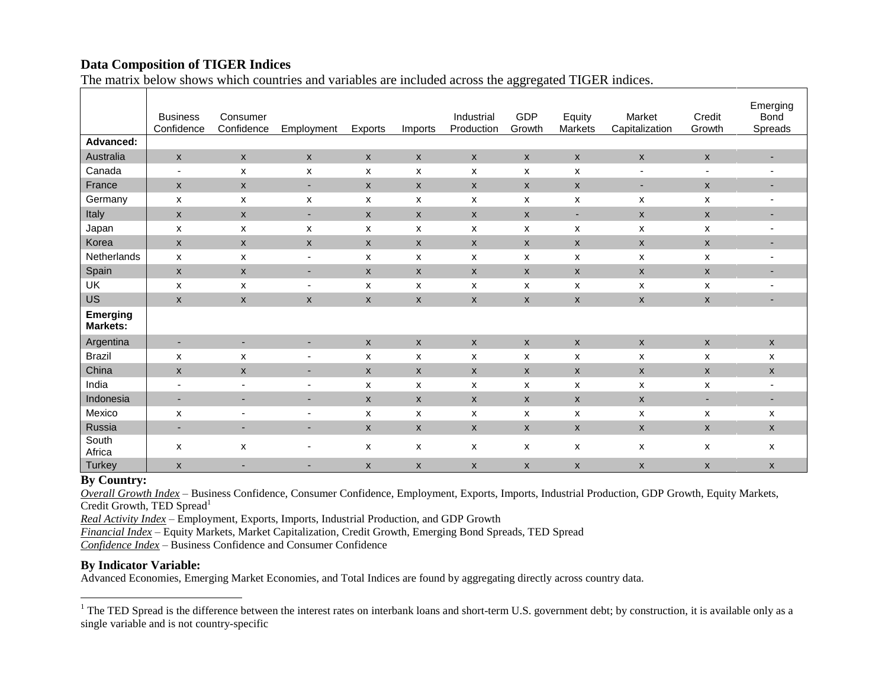### Data Composition of TIGER Indices

The matrix below shows which countries and variables are included across the aggregated TIGER indices.

| | Business Confidence | Consumer Confidence | Employment | Exports | Imports | Industrial Production | GDP Growth | Equity Markets | Market Capitalization | Credit Growth | Emerging Bond Spreads |
|---|---|---|---|---|---|---|---|---|---|---|---|
| **Advanced:** | | | | | | | | | | | |
| Australia | x | x | x | x | x | x | x | x | x | x | - |
| Canada | - | x | x | x | x | x | x | x | - | - | - |
| France | x | x | - | x | x | x | x | x | - | x | - |
| Germany | x | x | x | x | x | x | x | x | x | x | - |
| Italy | x | x | - | x | x | x | x | - | x | x | - |
| Japan | x | x | x | x | x | x | x | x | x | x | - |
| Korea | x | x | x | x | x | x | x | x | x | x | - |
| Netherlands | x | x | - | x | x | x | x | x | x | x | - |
| Spain | x | x | - | x | x | x | x | x | x | x | - |
| UK | x | x | - | x | x | x | x | x | x | x | - |
| US | x | x | x | x | x | x | x | x | x | x | - |
| **Emerging Markets:** | | | | | | | | | | | |
| Argentina | - | - | - | x | x | x | x | x | x | x | x |
| Brazil | x | x | - | x | x | x | x | x | x | x | x |
| China | x | x | - | x | x | x | x | x | x | x | x |
| India | - | - | - | x | x | x | x | x | x | x | - |
| Indonesia | - | - | - | x | x | x | x | x | x | - | - |
| Mexico | x | - | - | x | x | x | x | x | x | x | x |
| Russia | - | - | - | x | x | x | x | x | x | x | x |
| South Africa | x | x | - | x | x | x | x | x | x | x | x |
| Turkey | x | - | - | x | x | x | x | x | x | x | x |

**By Country:**

*Overall Growth Index* – Business Confidence, Consumer Confidence, Employment, Exports, Imports, Industrial Production, GDP Growth, Equity Markets, Credit Growth, TED Spread[1]

*Real Activity Index* – Employment, Exports, Imports, Industrial Production, and GDP Growth

*Financial Index* – Equity Markets, Market Capitalization, Credit Growth, Emerging Bond Spreads, TED Spread

*Confidence Index* – Business Confidence and Consumer Confidence

**By Indicator Variable:**

Advanced Economies, Emerging Market Economies, and Total Indices are found by aggregating directly across country data.

[1] The TED Spread is the difference between the interest rates on interbank loans and short-term U.S. government debt; by construction, it is available only as a single variable and is not country-specific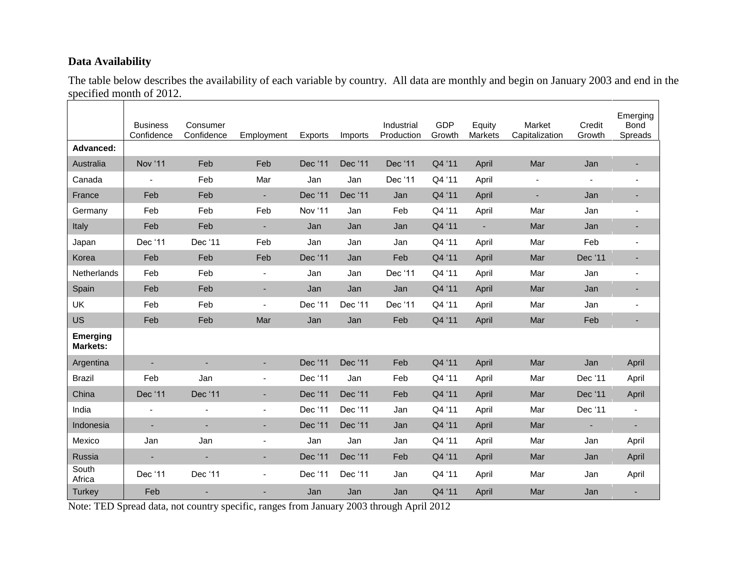**Data Availability**

The table below describes the availability of each variable by country. All data are monthly and begin on January 2003 and end in the specified month of 2012.

| | Business Confidence | Consumer Confidence | Employment | Exports | Imports | Industrial Production | GDP Growth | Equity Markets | Market Capitalization | Credit Growth | Emerging Bond Spreads |
|---|---|---|---|---|---|---|---|---|---|---|---|
| **Advanced:** | | | | | | | | | | | |
| Australia | Nov '11 | Feb | Feb | Dec '11 | Dec '11 | Dec '11 | Q4 '11 | April | Mar | Jan | - |
| Canada | - | Feb | Mar | Jan | Jan | Dec '11 | Q4 '11 | April | - | - | - |
| France | Feb | Feb | - | Dec '11 | Dec '11 | Jan | Q4 '11 | April | - | Jan | - |
| Germany | Feb | Feb | Feb | Nov '11 | Jan | Feb | Q4 '11 | April | Mar | Jan | - |
| Italy | Feb | Feb | - | Jan | Jan | Jan | Q4 '11 | - | Mar | Jan | - |
| Japan | Dec '11 | Dec '11 | Feb | Jan | Jan | Jan | Q4 '11 | April | Mar | Feb | - |
| Korea | Feb | Feb | Feb | Dec '11 | Jan | Feb | Q4 '11 | April | Mar | Dec '11 | - |
| Netherlands | Feb | Feb | - | Jan | Jan | Dec '11 | Q4 '11 | April | Mar | Jan | - |
| Spain | Feb | Feb | - | Jan | Jan | Jan | Q4 '11 | April | Mar | Jan | - |
| UK | Feb | Feb | - | Dec '11 | Dec '11 | Dec '11 | Q4 '11 | April | Mar | Jan | - |
| US | Feb | Feb | Mar | Jan | Jan | Feb | Q4 '11 | April | Mar | Feb | - |
| **Emerging Markets:** | | | | | | | | | | | |
| Argentina | - | - | - | Dec '11 | Dec '11 | Feb | Q4 '11 | April | Mar | Jan | April |
| Brazil | Feb | Jan | - | Dec '11 | Jan | Feb | Q4 '11 | April | Mar | Dec '11 | April |
| China | Dec '11 | Dec '11 | - | Dec '11 | Dec '11 | Feb | Q4 '11 | April | Mar | Dec '11 | April |
| India | - | - | - | Dec '11 | Dec '11 | Jan | Q4 '11 | April | Mar | Dec '11 | - |
| Indonesia | - | - | - | Dec '11 | Dec '11 | Jan | Q4 '11 | April | Mar | - | - |
| Mexico | Jan | Jan | - | Jan | Jan | Jan | Q4 '11 | April | Mar | Jan | April |
| Russia | - | - | - | Dec '11 | Dec '11 | Feb | Q4 '11 | April | Mar | Jan | April |
| South Africa | Dec '11 | Dec '11 | - | Dec '11 | Dec '11 | Jan | Q4 '11 | April | Mar | Jan | April |
| Turkey | Feb | - | - | Jan | Jan | Jan | Q4 '11 | April | Mar | Jan | - |

Note: TED Spread data, not country specific, ranges from January 2003 through April 2012